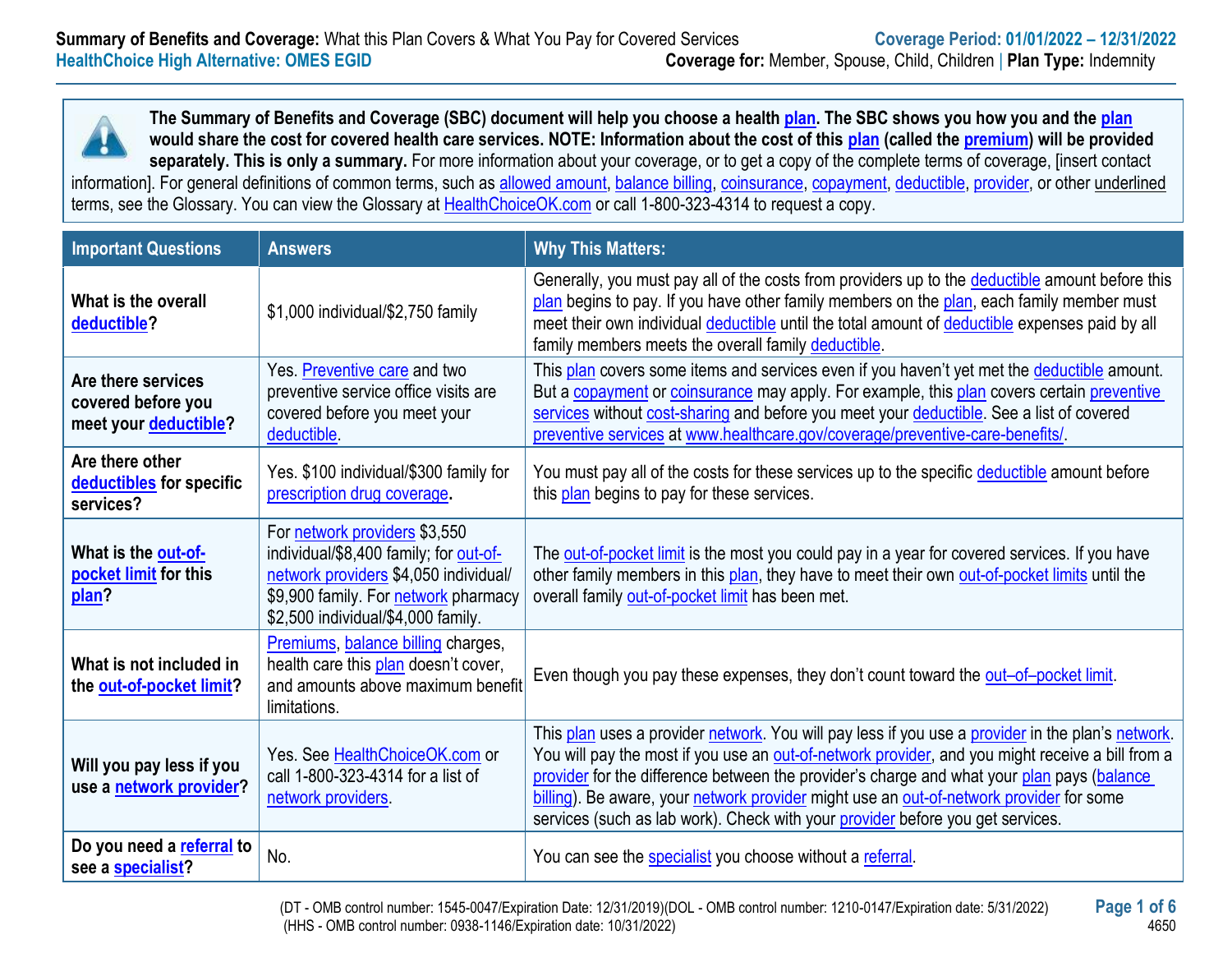**Summary of Benefits and Coverage:** What this Plan Covers & What You Pay for Covered Services

**Coverage Period: 01/01/2022 – 12/31/2022**

**HealthChoice High Alternative: OMES EGID**

**Coverage for:** Member, Spouse, Child, Children | **Plan Type:** Indemnity

**The Summary of Benefits and Coverage (SBC) document will help you choose a health plan. The SBC shows you how you and the plan would share the cost for covered health care services. NOTE: Information about the cost of this plan (called the premium) will be provided separately. This is only a summary.** For more information about your coverage, or to get a copy of the complete terms of coverage, [insert contact information]. For general definitions of common terms, such as allowed amount, balance billing, coinsurance, copayment, deductible, provider, or other underlined terms, see the Glossary. You can view the Glossary at HealthChoiceOK.com or call 1-800-323-4314 to request a copy.

| Important Questions | Answers | Why This Matters: |
|---|---|---|
| **What is the overall deductible?** | $1,000 individual/$2,750 family | Generally, you must pay all of the costs from providers up to the deductible amount before this plan begins to pay. If you have other family members on the plan, each family member must meet their own individual deductible until the total amount of deductible expenses paid by all family members meets the overall family deductible. |
| **Are there services covered before you meet your deductible?** | Yes. Preventive care and two preventive service office visits are covered before you meet your deductible. | This plan covers some items and services even if you haven't yet met the deductible amount. But a copayment or coinsurance may apply. For example, this plan covers certain preventive services without cost-sharing and before you meet your deductible. See a list of covered preventive services at www.healthcare.gov/coverage/preventive-care-benefits/. |
| **Are there other deductibles for specific services?** | Yes. $100 individual/$300 family for prescription drug coverage. | You must pay all of the costs for these services up to the specific deductible amount before this plan begins to pay for these services. |
| **What is the out-of-pocket limit for this plan?** | For network providers $3,550 individual/$8,400 family; for out-of-network providers $4,050 individual/ $9,900 family. For network pharmacy $2,500 individual/$4,000 family. | The out-of-pocket limit is the most you could pay in a year for covered services. If you have other family members in this plan, they have to meet their own out-of-pocket limits until the overall family out-of-pocket limit has been met. |
| **What is not included in the out-of-pocket limit?** | Premiums, balance billing charges, health care this plan doesn't cover, and amounts above maximum benefit limitations. | Even though you pay these expenses, they don't count toward the out–of–pocket limit. |
| **Will you pay less if you use a network provider?** | Yes. See HealthChoiceOK.com or call 1-800-323-4314 for a list of network providers. | This plan uses a provider network. You will pay less if you use a provider in the plan's network. You will pay the most if you use an out-of-network provider, and you might receive a bill from a provider for the difference between the provider's charge and what your plan pays (balance billing). Be aware, your network provider might use an out-of-network provider for some services (such as lab work). Check with your provider before you get services. |
| **Do you need a referral to see a specialist?** | No. | You can see the specialist you choose without a referral. |

(DT - OMB control number: 1545-0047/Expiration Date: 12/31/2019)(DOL - OMB control number: 1210-0147/Expiration date: 5/31/2022)
(HHS - OMB control number: 0938-1146/Expiration date: 10/31/2022)

4650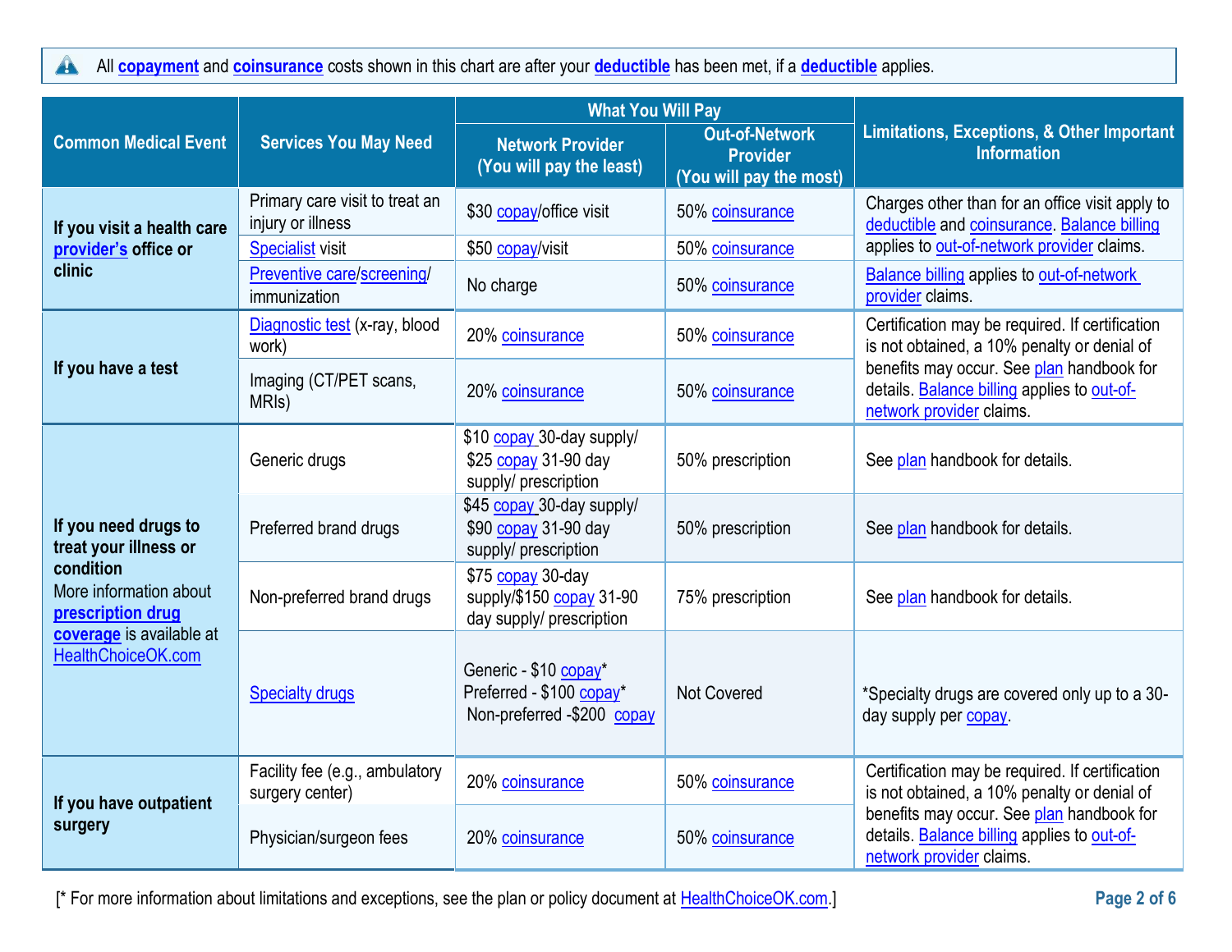All **copayment** and **coinsurance** costs shown in this chart are after your **deductible** has been met, if a **deductible** applies.

| Common Medical Event | Services You May Need | What You Will Pay | | Limitations, Exceptions, & Other Important Information |
|---|---|---|---|---|
| | | Network Provider (You will pay the least) | Out-of-Network Provider (You will pay the most) | |
| **If you visit a health care provider's office or clinic** | Primary care visit to treat an injury or illness | $30 copay/office visit | 50% coinsurance | Charges other than for an office visit apply to deductible and coinsurance. Balance billing applies to out-of-network provider claims. |
| | Specialist visit | $50 copay/visit | 50% coinsurance | |
| | Preventive care/screening/ immunization | No charge | 50% coinsurance | Balance billing applies to out-of-network provider claims. |
| **If you have a test** | Diagnostic test (x-ray, blood work) | 20% coinsurance | 50% coinsurance | Certification may be required. If certification is not obtained, a 10% penalty or denial of benefits may occur. See plan handbook for details. Balance billing applies to out-of-network provider claims. |
| | Imaging (CT/PET scans, MRIs) | 20% coinsurance | 50% coinsurance | |
| **If you need drugs to treat your illness or condition** More information about **prescription drug coverage** is available at HealthChoiceOK.com | Generic drugs | $10 copay 30-day supply/ $25 copay 31-90 day supply/ prescription | 50% prescription | See plan handbook for details. |
| | Preferred brand drugs | $45 copay 30-day supply/ $90 copay 31-90 day supply/ prescription | 50% prescription | See plan handbook for details. |
| | Non-preferred brand drugs | $75 copay 30-day supply/$150 copay 31-90 day supply/ prescription | 75% prescription | See plan handbook for details. |
| | Specialty drugs | Generic - $10 copay* Preferred - $100 copay* Non-preferred -$200 copay | Not Covered | *Specialty drugs are covered only up to a 30-day supply per copay. |
| **If you have outpatient surgery** | Facility fee (e.g., ambulatory surgery center) | 20% coinsurance | 50% coinsurance | Certification may be required. If certification is not obtained, a 10% penalty or denial of benefits may occur. See plan handbook for details. Balance billing applies to out-of-network provider claims. |
| | Physician/surgeon fees | 20% coinsurance | 50% coinsurance | |

[* For more information about limitations and exceptions, see the plan or policy document at HealthChoiceOK.com.]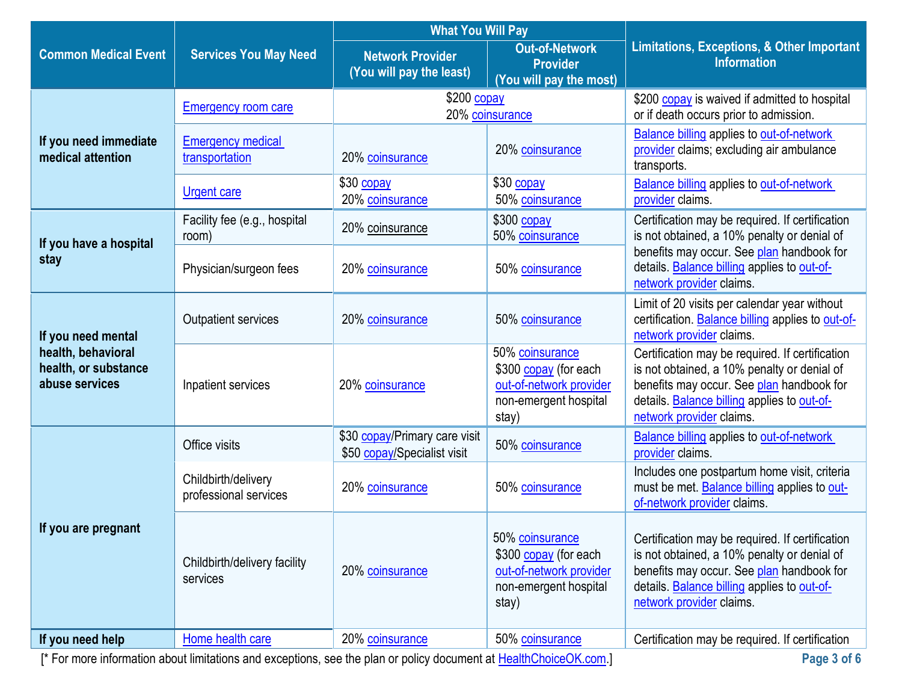| Common Medical Event | Services You May Need | What You Will Pay | | Limitations, Exceptions, & Other Important Information |
|---|---|---|---|---|
| | | Network Provider (You will pay the least) | Out-of-Network Provider (You will pay the most) | |
| If you need immediate medical attention | Emergency room care | $200 copay 20% coinsurance | | $200 copay is waived if admitted to hospital or if death occurs prior to admission. |
| | Emergency medical transportation | 20% coinsurance | 20% coinsurance | Balance billing applies to out-of-network provider claims; excluding air ambulance transports. |
| | Urgent care | $30 copay 20% coinsurance | $30 copay 50% coinsurance | Balance billing applies to out-of-network provider claims. |
| If you have a hospital stay | Facility fee (e.g., hospital room) | 20% coinsurance | $300 copay 50% coinsurance | Certification may be required. If certification is not obtained, a 10% penalty or denial of benefits may occur. See plan handbook for details. Balance billing applies to out-of-network provider claims. |
| | Physician/surgeon fees | 20% coinsurance | 50% coinsurance | |
| If you need mental health, behavioral health, or substance abuse services | Outpatient services | 20% coinsurance | 50% coinsurance | Limit of 20 visits per calendar year without certification. Balance billing applies to out-of-network provider claims. |
| | Inpatient services | 20% coinsurance | 50% coinsurance $300 copay (for each out-of-network provider non-emergent hospital stay) | Certification may be required. If certification is not obtained, a 10% penalty or denial of benefits may occur. See plan handbook for details. Balance billing applies to out-of-network provider claims. |
| If you are pregnant | Office visits | $30 copay/Primary care visit $50 copay/Specialist visit | 50% coinsurance | Balance billing applies to out-of-network provider claims. |
| | Childbirth/delivery professional services | 20% coinsurance | 50% coinsurance | Includes one postpartum home visit, criteria must be met. Balance billing applies to out-of-network provider claims. |
| | Childbirth/delivery facility services | 20% coinsurance | 50% coinsurance $300 copay (for each out-of-network provider non-emergent hospital stay) | Certification may be required. If certification is not obtained, a 10% penalty or denial of benefits may occur. See plan handbook for details. Balance billing applies to out-of-network provider claims. |
| If you need help | Home health care | 20% coinsurance | 50% coinsurance | Certification may be required. If certification |

[* For more information about limitations and exceptions, see the plan or policy document at HealthChoiceOK.com.]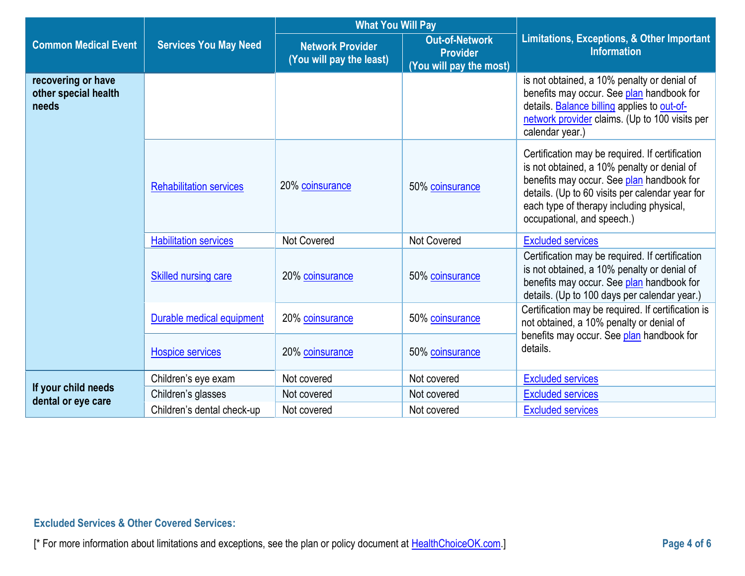| Common Medical Event | Services You May Need | What You Will Pay | | Limitations, Exceptions, & Other Important Information |
|---|---|---|---|---|
| | | Network Provider (You will pay the least) | Out-of-Network Provider (You will pay the most) | |
| recovering or have other special health needs | | | | is not obtained, a 10% penalty or denial of benefits may occur. See plan handbook for details. Balance billing applies to out-of-network provider claims. (Up to 100 visits per calendar year.) |
| | Rehabilitation services | 20% coinsurance | 50% coinsurance | Certification may be required. If certification is not obtained, a 10% penalty or denial of benefits may occur. See plan handbook for details. (Up to 60 visits per calendar year for each type of therapy including physical, occupational, and speech.) |
| | Habilitation services | Not Covered | Not Covered | Excluded services |
| | Skilled nursing care | 20% coinsurance | 50% coinsurance | Certification may be required. If certification is not obtained, a 10% penalty or denial of benefits may occur. See plan handbook for details. (Up to 100 days per calendar year.) |
| | Durable medical equipment | 20% coinsurance | 50% coinsurance | Certification may be required. If certification is not obtained, a 10% penalty or denial of benefits may occur. See plan handbook for details. |
| | Hospice services | 20% coinsurance | 50% coinsurance | |
| If your child needs dental or eye care | Children's eye exam | Not covered | Not covered | Excluded services |
| | Children's glasses | Not covered | Not covered | Excluded services |
| | Children's dental check-up | Not covered | Not covered | Excluded services |

**Excluded Services & Other Covered Services:**

[* For more information about limitations and exceptions, see the plan or policy document at HealthChoiceOK.com.]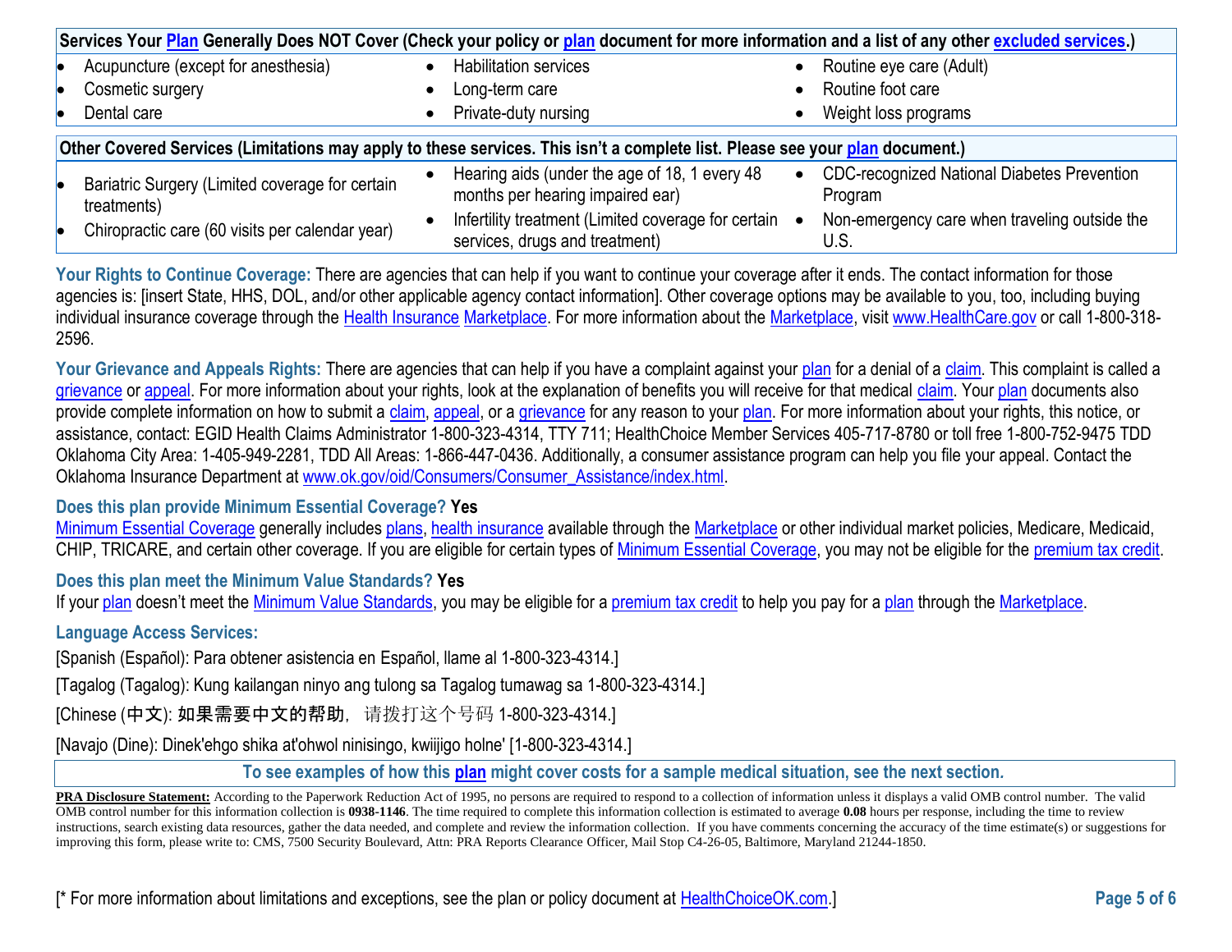| Services Your Plan Generally Does NOT Cover (Check your policy or plan document for more information and a list of any other excluded services.) | | |
|---|---|---|
| • Acupuncture (except for anesthesia)<br>• Cosmetic surgery<br>• Dental care | • Habilitation services<br>• Long-term care<br>• Private-duty nursing | • Routine eye care (Adult)<br>• Routine foot care<br>• Weight loss programs |

| Other Covered Services (Limitations may apply to these services. This isn't a complete list. Please see your plan document.) | | |
|---|---|---|
| • Bariatric Surgery (Limited coverage for certain treatments)<br>• Chiropractic care (60 visits per calendar year) | • Hearing aids (under the age of 18, 1 every 48 months per hearing impaired ear)<br>• Infertility treatment (Limited coverage for certain services, drugs and treatment) | • CDC-recognized National Diabetes Prevention Program<br>• Non-emergency care when traveling outside the U.S. |

**Your Rights to Continue Coverage:** There are agencies that can help if you want to continue your coverage after it ends. The contact information for those agencies is: [insert State, HHS, DOL, and/or other applicable agency contact information]. Other coverage options may be available to you, too, including buying individual insurance coverage through the Health Insurance Marketplace. For more information about the Marketplace, visit www.HealthCare.gov or call 1-800-318-2596.

**Your Grievance and Appeals Rights:** There are agencies that can help if you have a complaint against your plan for a denial of a claim. This complaint is called a grievance or appeal. For more information about your rights, look at the explanation of benefits you will receive for that medical claim. Your plan documents also provide complete information on how to submit a claim, appeal, or a grievance for any reason to your plan. For more information about your rights, this notice, or assistance, contact: EGID Health Claims Administrator 1-800-323-4314, TTY 711; HealthChoice Member Services 405-717-8780 or toll free 1-800-752-9475 TDD Oklahoma City Area: 1-405-949-2281, TDD All Areas: 1-866-447-0436. Additionally, a consumer assistance program can help you file your appeal. Contact the Oklahoma Insurance Department at www.ok.gov/oid/Consumers/Consumer_Assistance/index.html.

**Does this plan provide Minimum Essential Coverage? Yes**

Minimum Essential Coverage generally includes plans, health insurance available through the Marketplace or other individual market policies, Medicare, Medicaid, CHIP, TRICARE, and certain other coverage. If you are eligible for certain types of Minimum Essential Coverage, you may not be eligible for the premium tax credit.

**Does this plan meet the Minimum Value Standards? Yes**

If your plan doesn't meet the Minimum Value Standards, you may be eligible for a premium tax credit to help you pay for a plan through the Marketplace.

**Language Access Services:**

[Spanish (Español): Para obtener asistencia en Español, llame al 1-800-323-4314.]

[Tagalog (Tagalog): Kung kailangan ninyo ang tulong sa Tagalog tumawag sa 1-800-323-4314.]

[Chinese (中文): 如果需要中文的帮助，请拨打这个号码 1-800-323-4314.]

[Navajo (Dine): Dinek'ehgo shika at'ohwol ninisingo, kwiijigo holne' [1-800-323-4314.]

**To see examples of how this plan might cover costs for a sample medical situation, see the next section.**

**PRA Disclosure Statement:** According to the Paperwork Reduction Act of 1995, no persons are required to respond to a collection of information unless it displays a valid OMB control number. The valid OMB control number for this information collection is **0938-1146**. The time required to complete this information collection is estimated to average **0.08** hours per response, including the time to review instructions, search existing data resources, gather the data needed, and complete and review the information collection. If you have comments concerning the accuracy of the time estimate(s) or suggestions for improving this form, please write to: CMS, 7500 Security Boulevard, Attn: PRA Reports Clearance Officer, Mail Stop C4-26-05, Baltimore, Maryland 21244-1850.

[* For more information about limitations and exceptions, see the plan or policy document at HealthChoiceOK.com.]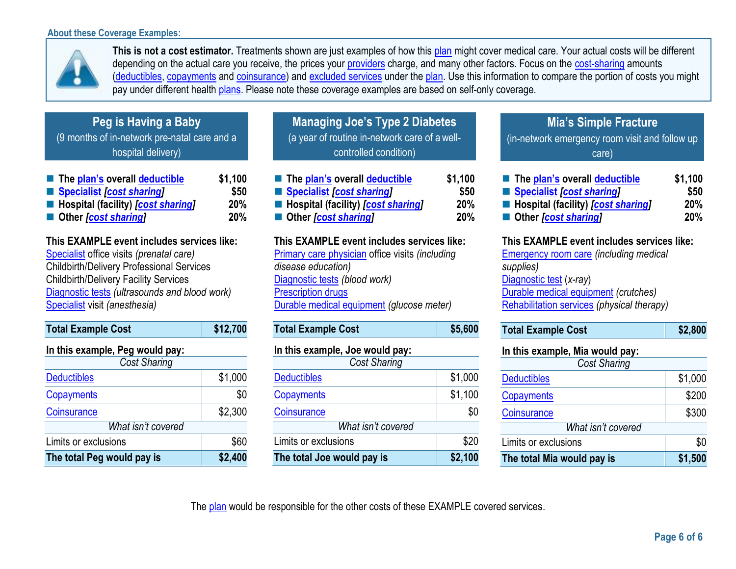### About these Coverage Examples:

**This is not a cost estimator.** Treatments shown are just examples of how this plan might cover medical care. Your actual costs will be different depending on the actual care you receive, the prices your providers charge, and many other factors. Focus on the cost-sharing amounts (deductibles, copayments and coinsurance) and excluded services under the plan. Use this information to compare the portion of costs you might pay under different health plans. Please note these coverage examples are based on self-only coverage.

## Peg is Having a Baby

(9 months of in-network pre-natal care and a hospital delivery)

| | |
|---|---|
| **The plan's overall deductible** | **$1,100** |
| **Specialist [cost sharing]** | **$50** |
| **Hospital (facility) [cost sharing]** | **20%** |
| **Other [cost sharing]** | **20%** |

**This EXAMPLE event includes services like:**
Specialist office visits *(prenatal care)*
Childbirth/Delivery Professional Services
Childbirth/Delivery Facility Services
Diagnostic tests *(ultrasounds and blood work)*
Specialist visit *(anesthesia)*

| **Total Example Cost** | **$12,700** |
|---|---|
| **In this example, Peg would pay:** | |
| *Cost Sharing* | |
| Deductibles | $1,000 |
| Copayments | $0 |
| Coinsurance | $2,300 |
| *What isn't covered* | |
| Limits or exclusions | $60 |
| **The total Peg would pay is** | **$2,400** |

## Managing Joe's Type 2 Diabetes

(a year of routine in-network care of a well-controlled condition)

| | |
|---|---|
| **The plan's overall deductible** | **$1,100** |
| **Specialist [cost sharing]** | **$50** |
| **Hospital (facility) [cost sharing]** | **20%** |
| **Other [cost sharing]** | **20%** |

**This EXAMPLE event includes services like:**
Primary care physician office visits *(including disease education)*
Diagnostic tests *(blood work)*
Prescription drugs
Durable medical equipment *(glucose meter)*

| **Total Example Cost** | **$5,600** |
|---|---|
| **In this example, Joe would pay:** | |
| *Cost Sharing* | |
| Deductibles | $1,000 |
| Copayments | $1,100 |
| Coinsurance | $0 |
| *What isn't covered* | |
| Limits or exclusions | $20 |
| **The total Joe would pay is** | **$2,100** |

## Mia's Simple Fracture

(in-network emergency room visit and follow up care)

| | |
|---|---|
| **The plan's overall deductible** | **$1,100** |
| **Specialist [cost sharing]** | **$50** |
| **Hospital (facility) [cost sharing]** | **20%** |
| **Other [cost sharing]** | **20%** |

**This EXAMPLE event includes services like:**
Emergency room care *(including medical supplies)*
Diagnostic test *(x-ray)*
Durable medical equipment *(crutches)*
Rehabilitation services *(physical therapy)*

| **Total Example Cost** | **$2,800** |
|---|---|
| **In this example, Mia would pay:** | |
| *Cost Sharing* | |
| Deductibles | $1,000 |
| Copayments | $200 |
| Coinsurance | $300 |
| *What isn't covered* | |
| Limits or exclusions | $0 |
| **The total Mia would pay is** | **$1,500** |

The plan would be responsible for the other costs of these EXAMPLE covered services.